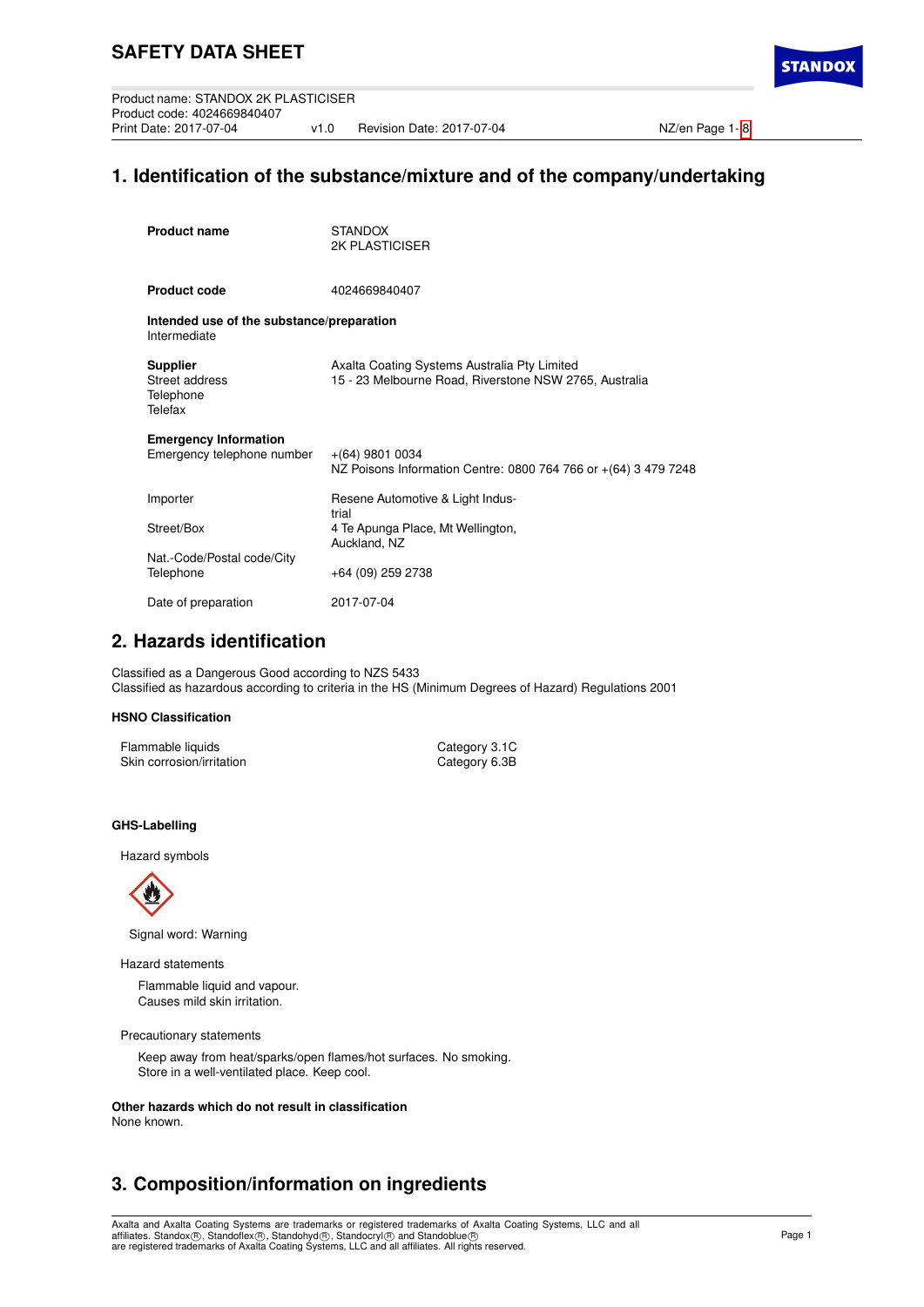# SAFETY DATA SHEET

Product name: STANDOX 2K PLASTICISER
Product code: 4024669840407
Print Date: 2017-07-04 v1.0 Revision Date: 2017-07-04

## 1. Identification of the substance/mixture and of the company/undertaking

| | |
|---|---|
| **Product name** | STANDOX 2K PLASTICISER |
| **Product code** | 4024669840407 |

**Intended use of the substance/preparation**
Intermediate

| | |
|---|---|
| **Supplier** | Axalta Coating Systems Australia Pty Limited |
| Street address | 15 - 23 Melbourne Road, Riverstone NSW 2765, Australia |
| Telephone | |
| Telefax | |
| **Emergency Information** | |
| Emergency telephone number | +(64) 9801 0034<br>NZ Poisons Information Centre: 0800 764 766 or +(64) 3 479 7248 |
| Importer | Resene Automotive & Light Industrial |
| Street/Box | 4 Te Apunga Place, Mt Wellington, Auckland, NZ |
| Nat.-Code/Postal code/City | |
| Telephone | +64 (09) 259 2738 |
| Date of preparation | 2017-07-04 |

## 2. Hazards identification

Classified as a Dangerous Good according to NZS 5433
Classified as hazardous according to criteria in the HS (Minimum Degrees of Hazard) Regulations 2001

**HSNO Classification**

| | |
|---|---|
| Flammable liquids | Category 3.1C |
| Skin corrosion/irritation | Category 6.3B |

**GHS-Labelling**

Hazard symbols

Signal word: Warning

Hazard statements

Flammable liquid and vapour.
Causes mild skin irritation.

Precautionary statements

Keep away from heat/sparks/open flames/hot surfaces. No smoking.
Store in a well-ventilated place. Keep cool.

**Other hazards which do not result in classification**
None known.

## 3. Composition/information on ingredients

Axalta and Axalta Coating Systems are trademarks or registered trademarks of Axalta Coating Systems, LLC and all affiliates. Standox®, Standoflex®, Standohyd®, Standocryl® and Standoblue® are registered trademarks of Axalta Coating Systems, LLC and all affiliates. All rights reserved.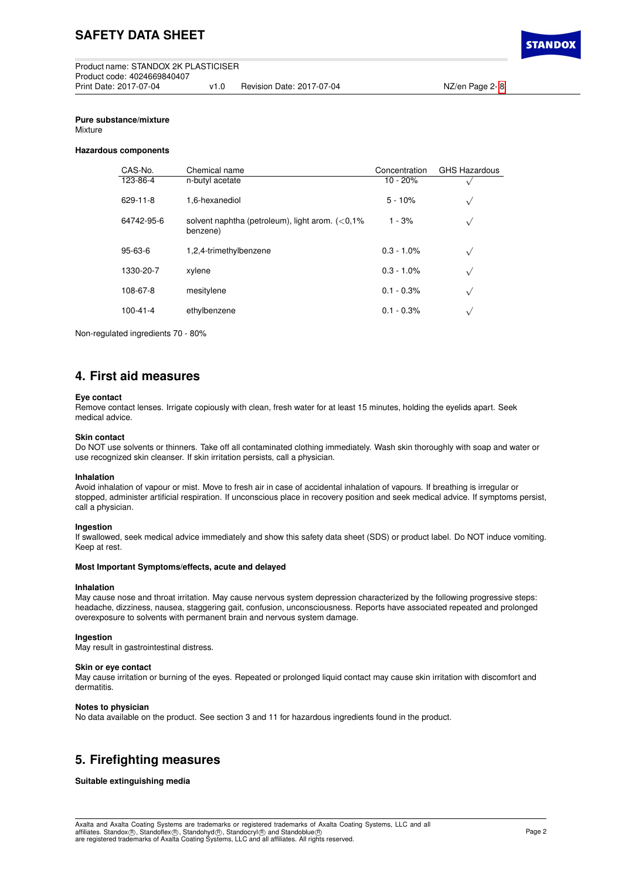**Pure substance/mixture**
Mixture

**Hazardous components**

| CAS-No. | Chemical name | Concentration | GHS Hazardous |
|---|---|---|---|
| 123-86-4 | n-butyl acetate | 10 - 20% | √ |
| 629-11-8 | 1,6-hexanediol | 5 - 10% | √ |
| 64742-95-6 | solvent naphtha (petroleum), light arom. (<0,1% benzene) | 1 - 3% | √ |
| 95-63-6 | 1,2,4-trimethylbenzene | 0.3 - 1.0% | √ |
| 1330-20-7 | xylene | 0.3 - 1.0% | √ |
| 108-67-8 | mesitylene | 0.1 - 0.3% | √ |
| 100-41-4 | ethylbenzene | 0.1 - 0.3% | √ |

Non-regulated ingredients 70 - 80%

## 4. First aid measures

**Eye contact**
Remove contact lenses. Irrigate copiously with clean, fresh water for at least 15 minutes, holding the eyelids apart. Seek medical advice.

**Skin contact**
Do NOT use solvents or thinners. Take off all contaminated clothing immediately. Wash skin thoroughly with soap and water or use recognized skin cleanser. If skin irritation persists, call a physician.

**Inhalation**
Avoid inhalation of vapour or mist. Move to fresh air in case of accidental inhalation of vapours. If breathing is irregular or stopped, administer artificial respiration. If unconscious place in recovery position and seek medical advice. If symptoms persist, call a physician.

**Ingestion**
If swallowed, seek medical advice immediately and show this safety data sheet (SDS) or product label. Do NOT induce vomiting. Keep at rest.

**Most Important Symptoms/effects, acute and delayed**

**Inhalation**
May cause nose and throat irritation. May cause nervous system depression characterized by the following progressive steps: headache, dizziness, nausea, staggering gait, confusion, unconsciousness. Reports have associated repeated and prolonged overexposure to solvents with permanent brain and nervous system damage.

**Ingestion**
May result in gastrointestinal distress.

**Skin or eye contact**
May cause irritation or burning of the eyes. Repeated or prolonged liquid contact may cause skin irritation with discomfort and dermatitis.

**Notes to physician**
No data available on the product. See section 3 and 11 for hazardous ingredients found in the product.

## 5. Firefighting measures

**Suitable extinguishing media**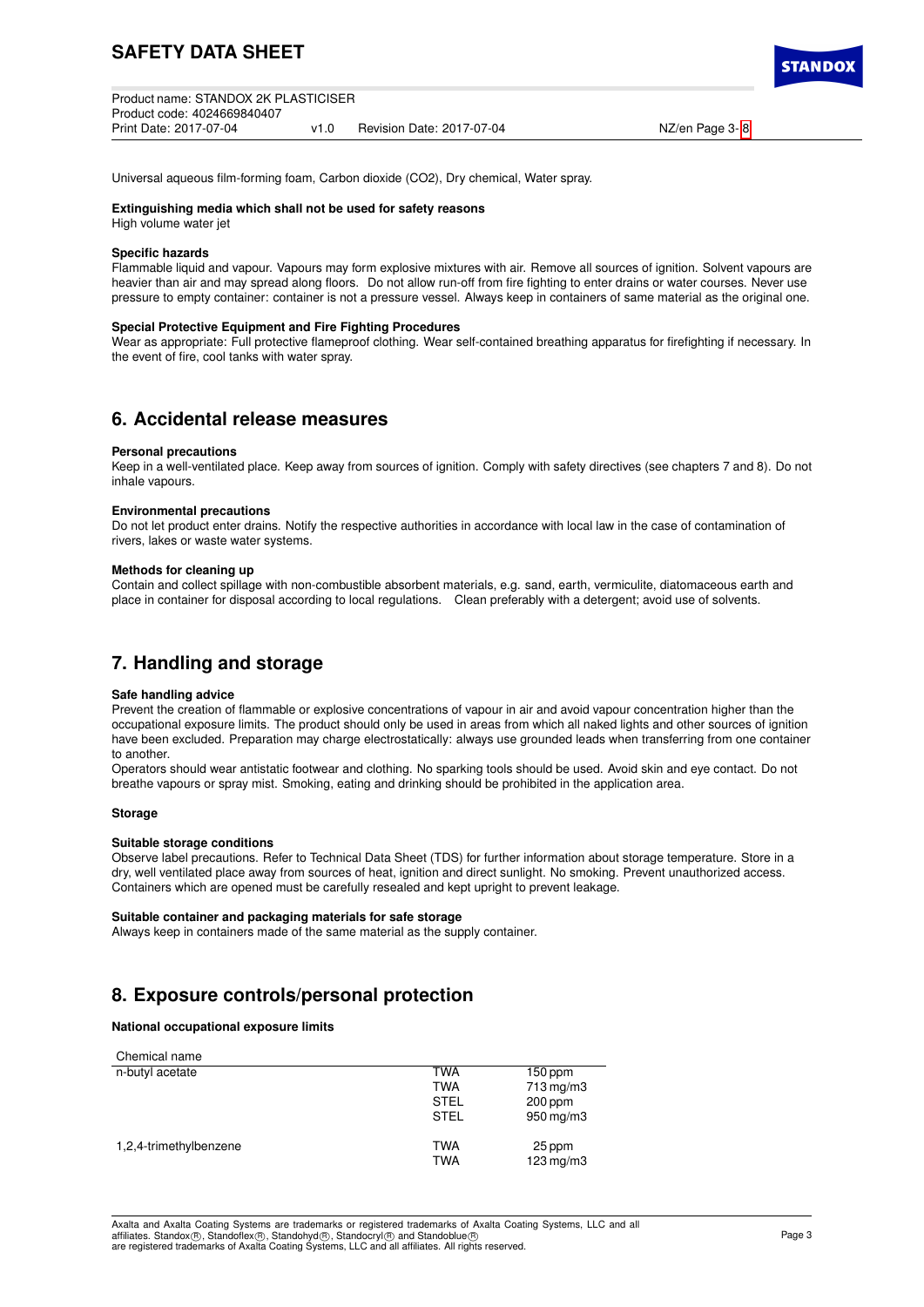Universal aqueous film-forming foam, Carbon dioxide ($CO_2$), Dry chemical, Water spray.

**Extinguishing media which shall not be used for safety reasons**
High volume water jet

**Specific hazards**
Flammable liquid and vapour. Vapours may form explosive mixtures with air. Remove all sources of ignition. Solvent vapours are heavier than air and may spread along floors. Do not allow run-off from fire fighting to enter drains or water courses. Never use pressure to empty container: container is not a pressure vessel. Always keep in containers of same material as the original one.

**Special Protective Equipment and Fire Fighting Procedures**
Wear as appropriate: Full protective flameproof clothing. Wear self-contained breathing apparatus for firefighting if necessary. In the event of fire, cool tanks with water spray.

## 6. Accidental release measures

**Personal precautions**
Keep in a well-ventilated place. Keep away from sources of ignition. Comply with safety directives (see chapters 7 and 8). Do not inhale vapours.

**Environmental precautions**
Do not let product enter drains. Notify the respective authorities in accordance with local law in the case of contamination of rivers, lakes or waste water systems.

**Methods for cleaning up**
Contain and collect spillage with non-combustible absorbent materials, e.g. sand, earth, vermiculite, diatomaceous earth and place in container for disposal according to local regulations. Clean preferably with a detergent; avoid use of solvents.

## 7. Handling and storage

**Safe handling advice**
Prevent the creation of flammable or explosive concentrations of vapour in air and avoid vapour concentration higher than the occupational exposure limits. The product should only be used in areas from which all naked lights and other sources of ignition have been excluded. Preparation may charge electrostatically: always use grounded leads when transferring from one container to another.
Operators should wear antistatic footwear and clothing. No sparking tools should be used. Avoid skin and eye contact. Do not breathe vapours or spray mist. Smoking, eating and drinking should be prohibited in the application area.

**Storage**

**Suitable storage conditions**
Observe label precautions. Refer to Technical Data Sheet (TDS) for further information about storage temperature. Store in a dry, well ventilated place away from sources of heat, ignition and direct sunlight. No smoking. Prevent unauthorized access. Containers which are opened must be carefully resealed and kept upright to prevent leakage.

**Suitable container and packaging materials for safe storage**
Always keep in containers made of the same material as the supply container.

## 8. Exposure controls/personal protection

**National occupational exposure limits**

| Chemical name | | |
|---|---|---|
| n-butyl acetate | TWA | 150 ppm |
| | TWA | 713 mg/m3 |
| | STEL | 200 ppm |
| | STEL | 950 mg/m3 |
| 1,2,4-trimethylbenzene | TWA | 25 ppm |
| | TWA | 123 mg/m3 |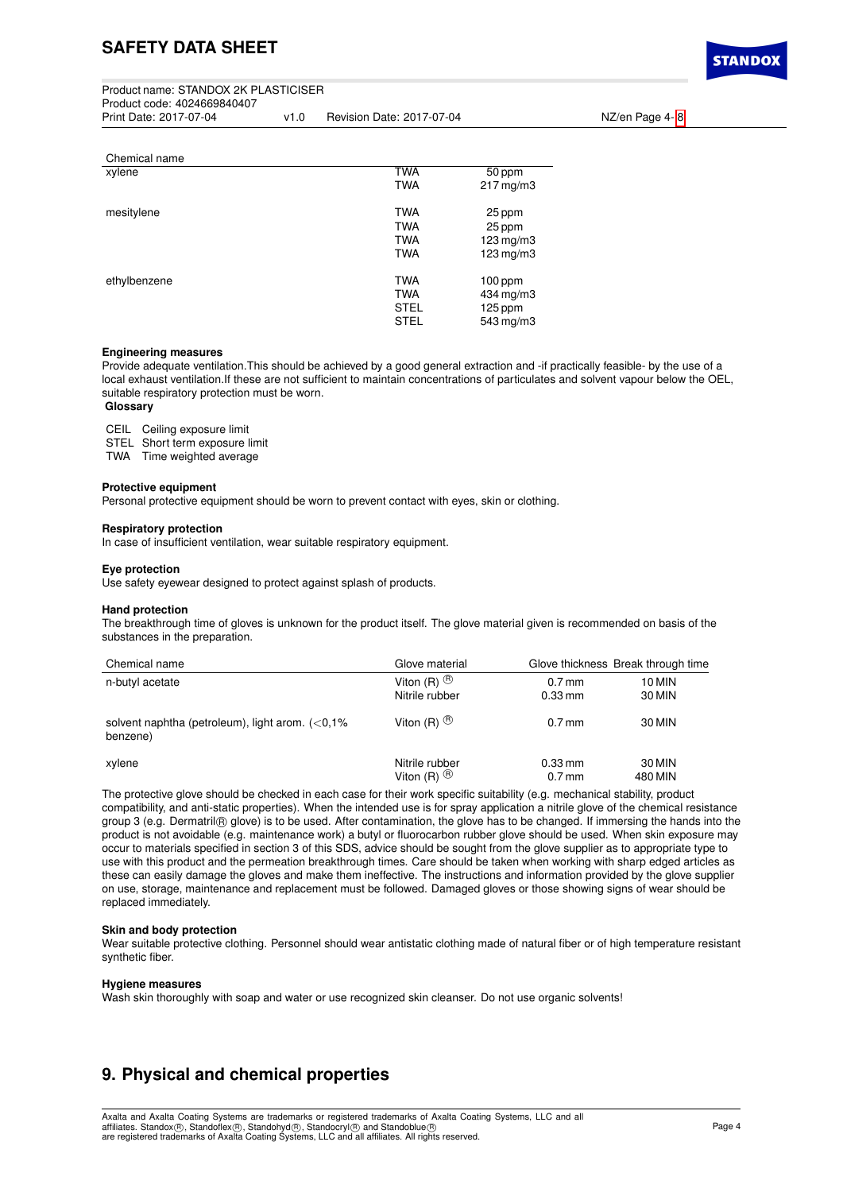| Chemical name | | |
|---|---|---|
| xylene | TWA | 50 ppm |
| | TWA | 217 mg/m3 |
| mesitylene | TWA | 25 ppm |
| | TWA | 25 ppm |
| | TWA | 123 mg/m3 |
| | TWA | 123 mg/m3 |
| ethylbenzene | TWA | 100 ppm |
| | TWA | 434 mg/m3 |
| | STEL | 125 ppm |
| | STEL | 543 mg/m3 |

**Engineering measures**

Provide adequate ventilation.This should be achieved by a good general extraction and -if practically feasible- by the use of a local exhaust ventilation.If these are not sufficient to maintain concentrations of particulates and solvent vapour below the OEL, suitable respiratory protection must be worn.

**Glossary**

CEIL Ceiling exposure limit
STEL Short term exposure limit
TWA Time weighted average

**Protective equipment**

Personal protective equipment should be worn to prevent contact with eyes, skin or clothing.

**Respiratory protection**

In case of insufficient ventilation, wear suitable respiratory equipment.

**Eye protection**

Use safety eyewear designed to protect against splash of products.

**Hand protection**

The breakthrough time of gloves is unknown for the product itself. The glove material given is recommended on basis of the substances in the preparation.

| Chemical name | Glove material | Glove thickness | Break through time |
|---|---|---|---|
| n-butyl acetate | Viton (R) ® | 0.7 mm | 10 MIN |
| | Nitrile rubber | 0.33 mm | 30 MIN |
| solvent naphtha (petroleum), light arom. (<0,1% benzene) | Viton (R) ® | 0.7 mm | 30 MIN |
| xylene | Nitrile rubber | 0.33 mm | 30 MIN |
| | Viton (R) ® | 0.7 mm | 480 MIN |

The protective glove should be checked in each case for their work specific suitability (e.g. mechanical stability, product compatibility, and anti-static properties). When the intended use is for spray application a nitrile glove of the chemical resistance group 3 (e.g. Dermatril® glove) is to be used. After contamination, the glove has to be changed. If immersing the hands into the product is not avoidable (e.g. maintenance work) a butyl or fluorocarbon rubber glove should be used. When skin exposure may occur to materials specified in section 3 of this SDS, advice should be sought from the glove supplier as to appropriate type to use with this product and the permeation breakthrough times. Care should be taken when working with sharp edged articles as these can easily damage the gloves and make them ineffective. The instructions and information provided by the glove supplier on use, storage, maintenance and replacement must be followed. Damaged gloves or those showing signs of wear should be replaced immediately.

**Skin and body protection**

Wear suitable protective clothing. Personnel should wear antistatic clothing made of natural fiber or of high temperature resistant synthetic fiber.

**Hygiene measures**

Wash skin thoroughly with soap and water or use recognized skin cleanser. Do not use organic solvents!

## 9. Physical and chemical properties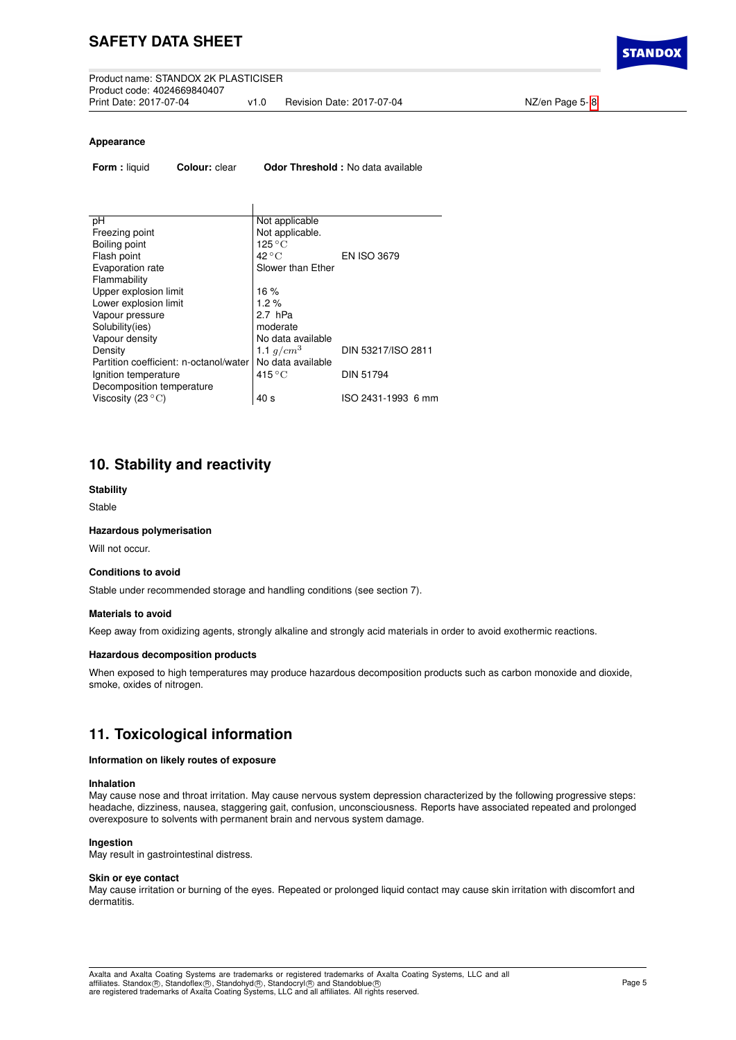**Appearance**

**Form :** liquid **Colour:** clear **Odor Threshold :** No data available

| | | |
|---|---|---|
| pH | Not applicable | |
| Freezing point | Not applicable. | |
| Boiling point | 125 °C | |
| Flash point | 42 °C | EN ISO 3679 |
| Evaporation rate | Slower than Ether | |
| Flammability | | |
| Upper explosion limit | 16 % | |
| Lower explosion limit | 1.2 % | |
| Vapour pressure | 2.7 hPa | |
| Solubility(ies) | moderate | |
| Vapour density | No data available | |
| Density | 1.1 $g/cm^3$ | DIN 53217/ISO 2811 |
| Partition coefficient: n-octanol/water | No data available | |
| Ignition temperature | 415 °C | DIN 51794 |
| Decomposition temperature | | |
| Viscosity (23 °C) | 40 s | ISO 2431-1993 6 mm |

## 10. Stability and reactivity

**Stability**

Stable

**Hazardous polymerisation**

Will not occur.

**Conditions to avoid**

Stable under recommended storage and handling conditions (see section 7).

**Materials to avoid**

Keep away from oxidizing agents, strongly alkaline and strongly acid materials in order to avoid exothermic reactions.

**Hazardous decomposition products**

When exposed to high temperatures may produce hazardous decomposition products such as carbon monoxide and dioxide, smoke, oxides of nitrogen.

## 11. Toxicological information

**Information on likely routes of exposure**

**Inhalation**
May cause nose and throat irritation. May cause nervous system depression characterized by the following progressive steps: headache, dizziness, nausea, staggering gait, confusion, unconsciousness. Reports have associated repeated and prolonged overexposure to solvents with permanent brain and nervous system damage.

**Ingestion**
May result in gastrointestinal distress.

**Skin or eye contact**
May cause irritation or burning of the eyes. Repeated or prolonged liquid contact may cause skin irritation with discomfort and dermatitis.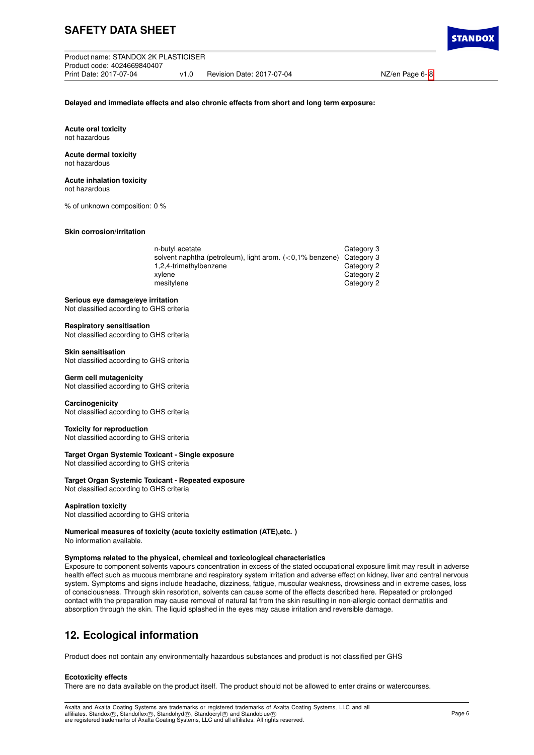**Delayed and immediate effects and also chronic effects from short and long term exposure:**

**Acute oral toxicity**
not hazardous

**Acute dermal toxicity**
not hazardous

**Acute inhalation toxicity**
not hazardous

% of unknown composition: 0 %

**Skin corrosion/irritation**

| | |
|---|---|
| n-butyl acetate | Category 3 |
| solvent naphtha (petroleum), light arom. (<0,1% benzene) | Category 3 |
| 1,2,4-trimethylbenzene | Category 2 |
| xylene | Category 2 |
| mesitylene | Category 2 |

**Serious eye damage/eye irritation**
Not classified according to GHS criteria

**Respiratory sensitisation**
Not classified according to GHS criteria

**Skin sensitisation**
Not classified according to GHS criteria

**Germ cell mutagenicity**
Not classified according to GHS criteria

**Carcinogenicity**
Not classified according to GHS criteria

**Toxicity for reproduction**
Not classified according to GHS criteria

**Target Organ Systemic Toxicant - Single exposure**
Not classified according to GHS criteria

**Target Organ Systemic Toxicant - Repeated exposure**
Not classified according to GHS criteria

**Aspiration toxicity**
Not classified according to GHS criteria

**Numerical measures of toxicity (acute toxicity estimation (ATE),etc. )**
No information available.

**Symptoms related to the physical, chemical and toxicological characteristics**
Exposure to component solvents vapours concentration in excess of the stated occupational exposure limit may result in adverse health effect such as mucous membrane and respiratory system irritation and adverse effect on kidney, liver and central nervous system. Symptoms and signs include headache, dizziness, fatigue, muscular weakness, drowsiness and in extreme cases, loss of consciousness. Through skin resorbtion, solvents can cause some of the effects described here. Repeated or prolonged contact with the preparation may cause removal of natural fat from the skin resulting in non-allergic contact dermatitis and absorption through the skin. The liquid splashed in the eyes may cause irritation and reversible damage.

## 12. Ecological information

Product does not contain any environmentally hazardous substances and product is not classified per GHS

**Ecotoxicity effects**
There are no data available on the product itself. The product should not be allowed to enter drains or watercourses.

Axalta and Axalta Coating Systems are trademarks or registered trademarks of Axalta Coating Systems, LLC and all affiliates. Standox®, Standoflex®, Standohyd®, Standocryl® and Standoblue® are registered trademarks of Axalta Coating Systems, LLC and all affiliates. All rights reserved.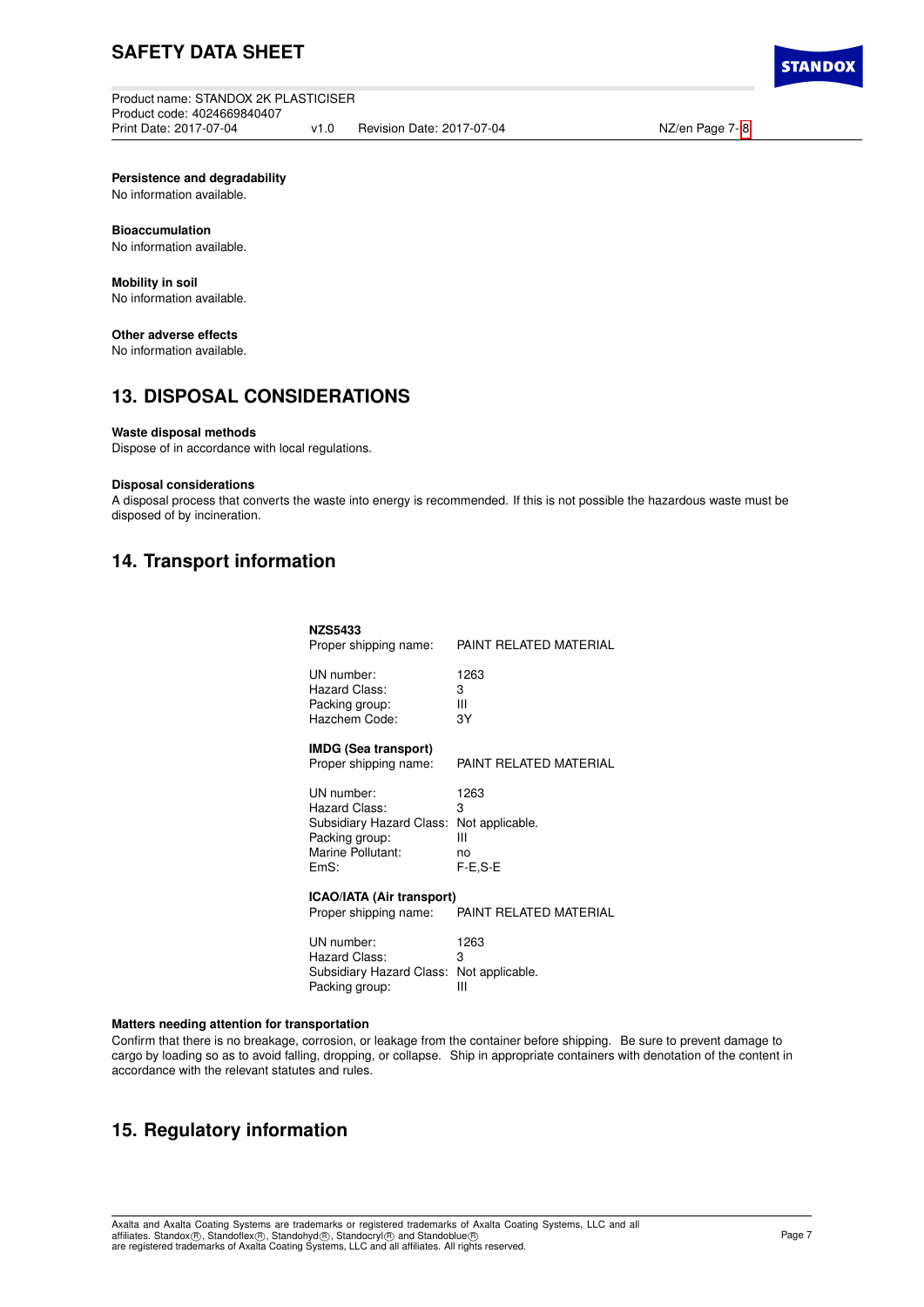**Persistence and degradability**
No information available.

**Bioaccumulation**
No information available.

**Mobility in soil**
No information available.

**Other adverse effects**
No information available.

## 13. DISPOSAL CONSIDERATIONS

**Waste disposal methods**
Dispose of in accordance with local regulations.

**Disposal considerations**
A disposal process that converts the waste into energy is recommended. If this is not possible the hazardous waste must be disposed of by incineration.

## 14. Transport information

**NZS5433**

| | |
|---|---|
| Proper shipping name: | PAINT RELATED MATERIAL |
| UN number: | 1263 |
| Hazard Class: | 3 |
| Packing group: | III |
| Hazchem Code: | 3Y |

**IMDG (Sea transport)**

| | |
|---|---|
| Proper shipping name: | PAINT RELATED MATERIAL |
| UN number: | 1263 |
| Hazard Class: | 3 |
| Subsidiary Hazard Class: | Not applicable. |
| Packing group: | III |
| Marine Pollutant: | no |
| EmS: | F-E,S-E |

**ICAO/IATA (Air transport)**

| | |
|---|---|
| Proper shipping name: | PAINT RELATED MATERIAL |
| UN number: | 1263 |
| Hazard Class: | 3 |
| Subsidiary Hazard Class: | Not applicable. |
| Packing group: | III |

**Matters needing attention for transportation**
Confirm that there is no breakage, corrosion, or leakage from the container before shipping. Be sure to prevent damage to cargo by loading so as to avoid falling, dropping, or collapse. Ship in appropriate containers with denotation of the content in accordance with the relevant statutes and rules.

## 15. Regulatory information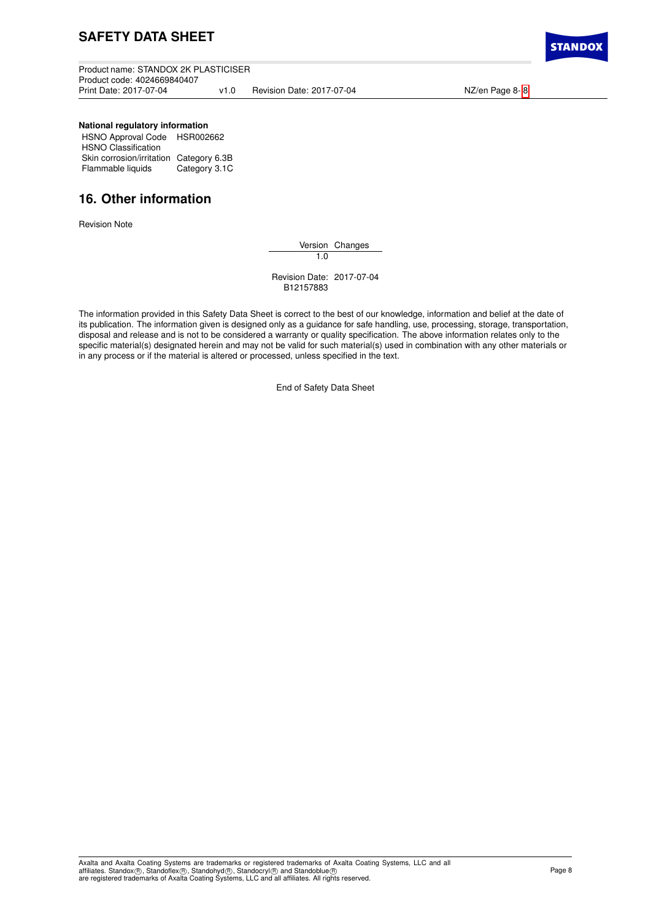**National regulatory information**

| | |
|---|---|
| HSNO Approval Code | HSR002662 |
| HSNO Classification | |
| Skin corrosion/irritation | Category 6.3B |
| Flammable liquids | Category 3.1C |

## 16. Other information

Revision Note

| Version | Changes |
|---|---|
| 1.0 | |

Revision Date: 2017-07-04
B12157883

The information provided in this Safety Data Sheet is correct to the best of our knowledge, information and belief at the date of its publication. The information given is designed only as a guidance for safe handling, use, processing, storage, transportation, disposal and release and is not to be considered a warranty or quality specification. The above information relates only to the specific material(s) designated herein and may not be valid for such material(s) used in combination with any other materials or in any process or if the material is altered or processed, unless specified in the text.

End of Safety Data Sheet